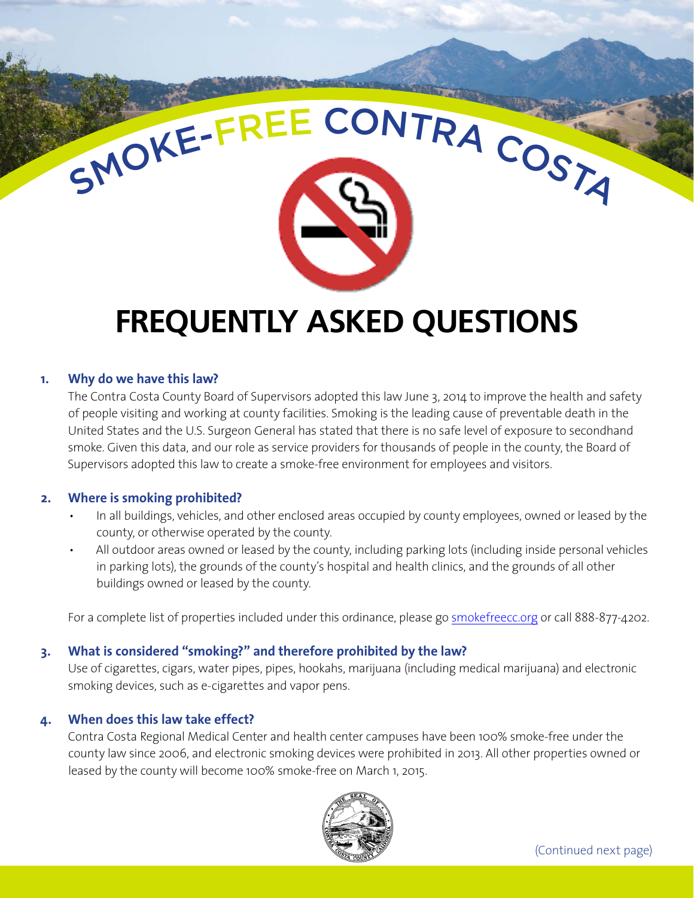# SMOKE-FREE CONTRA COSTA

# FREQUENTLY ASKED QUESTIONS

### 1. Why do we have this law?

The Contra Costa County Board of Supervisors adopted this law June 3, 2014 to improve the health and safety of people visiting and working at county facilities. Smoking is the leading cause of preventable death in the United States and the U.S. Surgeon General has stated that there is no safe level of exposure to secondhand smoke. Given this data, and our role as service providers for thousands of people in the county, the Board of Supervisors adopted this law to create a smoke-free environment for employees and visitors.

### 2. Where is smoking prohibited?

- In all buildings, vehicles, and other enclosed areas occupied by county employees, owned or leased by the county, or otherwise operated by the county.
- All outdoor areas owned or leased by the county, including parking lots (including inside personal vehicles in parking lots), the grounds of the county's hospital and health clinics, and the grounds of all other buildings owned or leased by the county.

For a complete list of properties included under this ordinance, please go smokefreecc.org or call 888-877-4202.

### 3. What is considered "smoking?" and therefore prohibited by the law?

Use of cigarettes, cigars, water pipes, pipes, hookahs, marijuana (including medical marijuana) and electronic smoking devices, such as e-cigarettes and vapor pens.

### 4. When does this law take effect?

Contra Costa Regional Medical Center and health center campuses have been 100% smoke-free under the county law since 2006, and electronic smoking devices were prohibited in 2013. All other properties owned or leased by the county will become 100% smoke-free on March 1, 2015.

(Continued next page)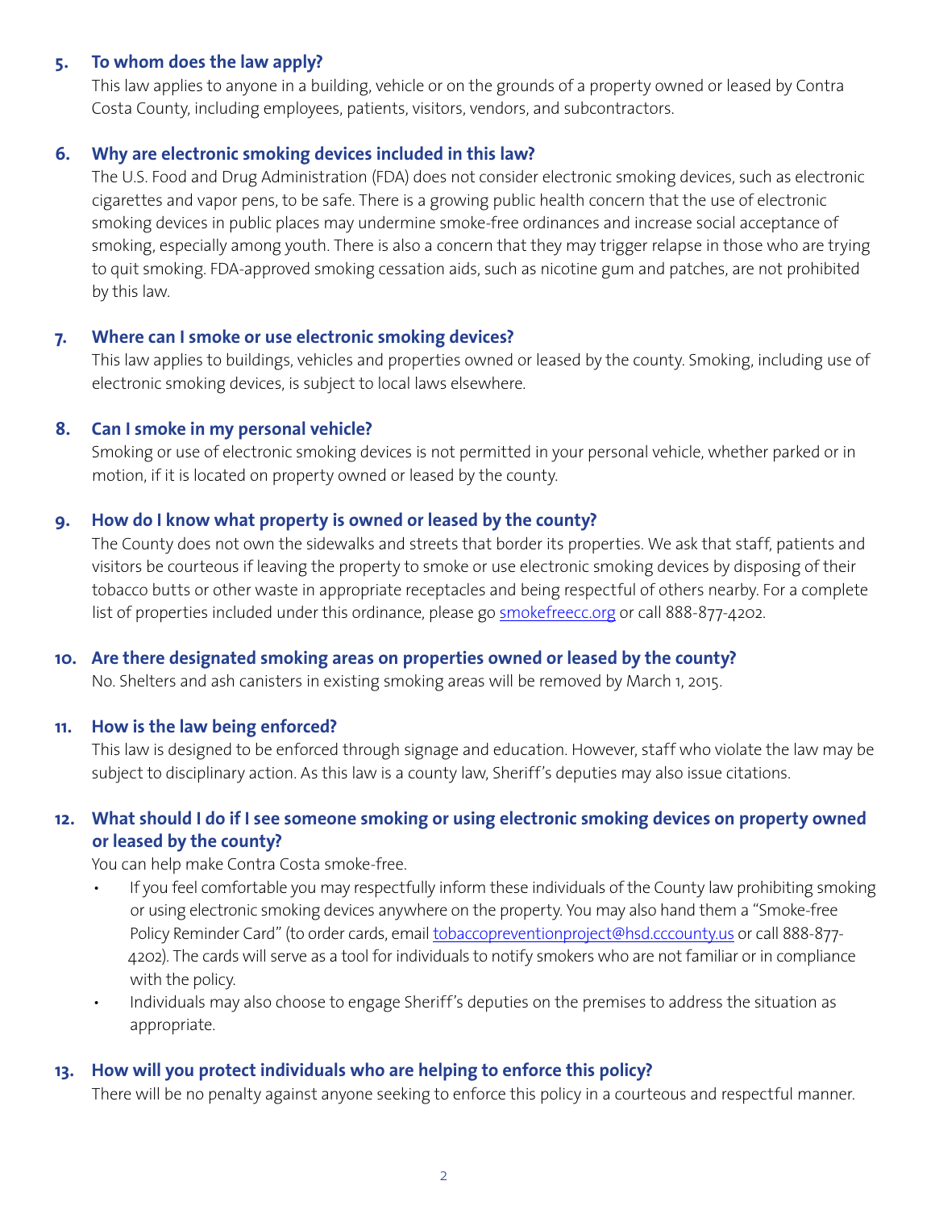### 5. To whom does the law apply?

This law applies to anyone in a building, vehicle or on the grounds of a property owned or leased by Contra Costa County, including employees, patients, visitors, vendors, and subcontractors.

### 6. Why are electronic smoking devices included in this law?

The U.S. Food and Drug Administration (FDA) does not consider electronic smoking devices, such as electronic cigarettes and vapor pens, to be safe. There is a growing public health concern that the use of electronic smoking devices in public places may undermine smoke-free ordinances and increase social acceptance of smoking, especially among youth. There is also a concern that they may trigger relapse in those who are trying to quit smoking. FDA-approved smoking cessation aids, such as nicotine gum and patches, are not prohibited by this law.

### 7. Where can I smoke or use electronic smoking devices?

This law applies to buildings, vehicles and properties owned or leased by the county. Smoking, including use of electronic smoking devices, is subject to local laws elsewhere.

### 8. Can I smoke in my personal vehicle?

Smoking or use of electronic smoking devices is not permitted in your personal vehicle, whether parked or in motion, if it is located on property owned or leased by the county.

### 9. How do I know what property is owned or leased by the county?

The County does not own the sidewalks and streets that border its properties. We ask that staff, patients and visitors be courteous if leaving the property to smoke or use electronic smoking devices by disposing of their tobacco butts or other waste in appropriate receptacles and being respectful of others nearby. For a complete list of properties included under this ordinance, please go smokefreecc.org or call 888-877-4202.

### 10. Are there designated smoking areas on properties owned or leased by the county?

No. Shelters and ash canisters in existing smoking areas will be removed by March 1, 2015.

### 11. How is the law being enforced?

This law is designed to be enforced through signage and education. However, staff who violate the law may be subject to disciplinary action. As this law is a county law, Sheriff's deputies may also issue citations.

### 12. What should I do if I see someone smoking or using electronic smoking devices on property owned or leased by the county?

You can help make Contra Costa smoke-free.

- If you feel comfortable you may respectfully inform these individuals of the County law prohibiting smoking or using electronic smoking devices anywhere on the property. You may also hand them a "Smoke-free Policy Reminder Card" (to order cards, email tobaccopreventionproject@hsd.cccounty.us or call 888-877-4202). The cards will serve as a tool for individuals to notify smokers who are not familiar or in compliance with the policy.
- Individuals may also choose to engage Sheriff's deputies on the premises to address the situation as appropriate.

### 13. How will you protect individuals who are helping to enforce this policy?

There will be no penalty against anyone seeking to enforce this policy in a courteous and respectful manner.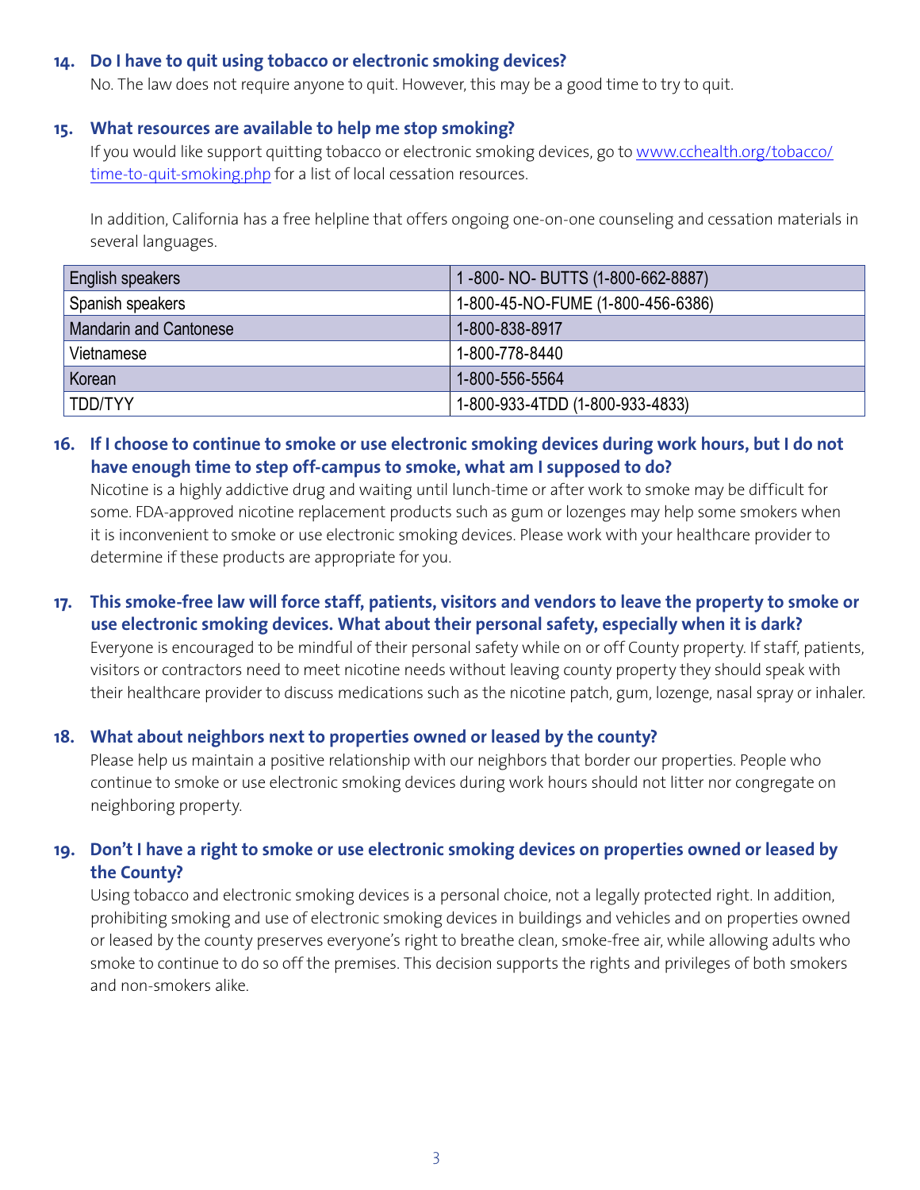### 14. Do I have to quit using tobacco or electronic smoking devices?

No. The law does not require anyone to quit. However, this may be a good time to try to quit.

### 15. What resources are available to help me stop smoking?

If you would like support quitting tobacco or electronic smoking devices, go to [www.cchealth.org/tobacco/time-to-quit-smoking.php](www.cchealth.org/tobacco/time-to-quit-smoking.php) for a list of local cessation resources.

In addition, California has a free helpline that offers ongoing one-on-one counseling and cessation materials in several languages.

| English speakers | 1 -800- NO- BUTTS (1-800-662-8887) |
|---|---|
| Spanish speakers | 1-800-45-NO-FUME (1-800-456-6386) |
| Mandarin and Cantonese | 1-800-838-8917 |
| Vietnamese | 1-800-778-8440 |
| Korean | 1-800-556-5564 |
| TDD/TYY | 1-800-933-4TDD (1-800-933-4833) |

### 16. If I choose to continue to smoke or use electronic smoking devices during work hours, but I do not have enough time to step off-campus to smoke, what am I supposed to do?

Nicotine is a highly addictive drug and waiting until lunch-time or after work to smoke may be difficult for some. FDA-approved nicotine replacement products such as gum or lozenges may help some smokers when it is inconvenient to smoke or use electronic smoking devices. Please work with your healthcare provider to determine if these products are appropriate for you.

### 17. This smoke-free law will force staff, patients, visitors and vendors to leave the property to smoke or use electronic smoking devices. What about their personal safety, especially when it is dark?

Everyone is encouraged to be mindful of their personal safety while on or off County property. If staff, patients, visitors or contractors need to meet nicotine needs without leaving county property they should speak with their healthcare provider to discuss medications such as the nicotine patch, gum, lozenge, nasal spray or inhaler.

### 18. What about neighbors next to properties owned or leased by the county?

Please help us maintain a positive relationship with our neighbors that border our properties. People who continue to smoke or use electronic smoking devices during work hours should not litter nor congregate on neighboring property.

### 19. Don't I have a right to smoke or use electronic smoking devices on properties owned or leased by the County?

Using tobacco and electronic smoking devices is a personal choice, not a legally protected right. In addition, prohibiting smoking and use of electronic smoking devices in buildings and vehicles and on properties owned or leased by the county preserves everyone's right to breathe clean, smoke-free air, while allowing adults who smoke to continue to do so off the premises. This decision supports the rights and privileges of both smokers and non-smokers alike.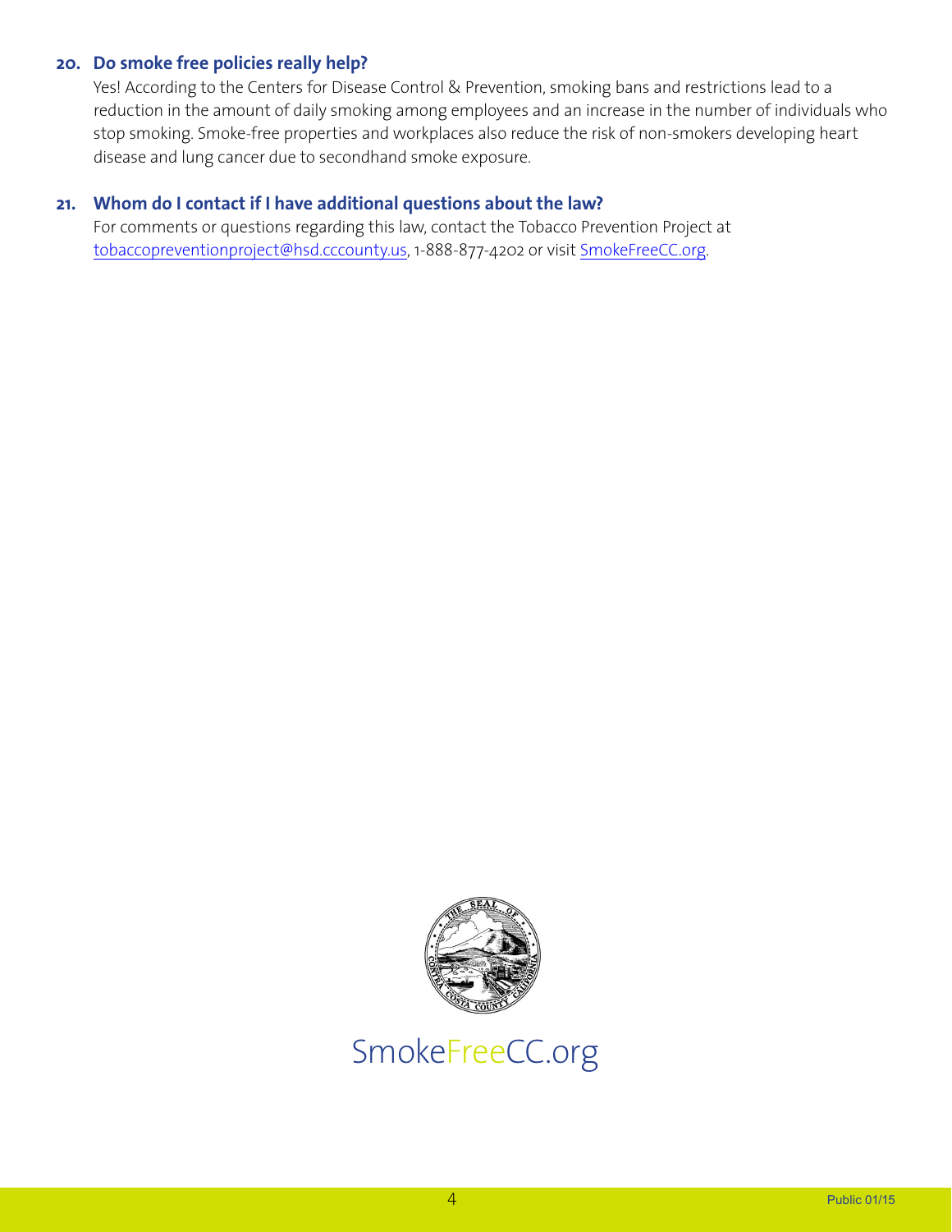**20. Do smoke free policies really help?**

Yes! According to the Centers for Disease Control & Prevention, smoking bans and restrictions lead to a reduction in the amount of daily smoking among employees and an increase in the number of individuals who stop smoking. Smoke-free properties and workplaces also reduce the risk of non-smokers developing heart disease and lung cancer due to secondhand smoke exposure.

**21. Whom do I contact if I have additional questions about the law?**

For comments or questions regarding this law, contact the Tobacco Prevention Project at tobaccopreventionproject@hsd.cccounty.us, 1-888-877-4202 or visit SmokeFreeCC.org.

SmokeFreeCC.org

Public 01/15